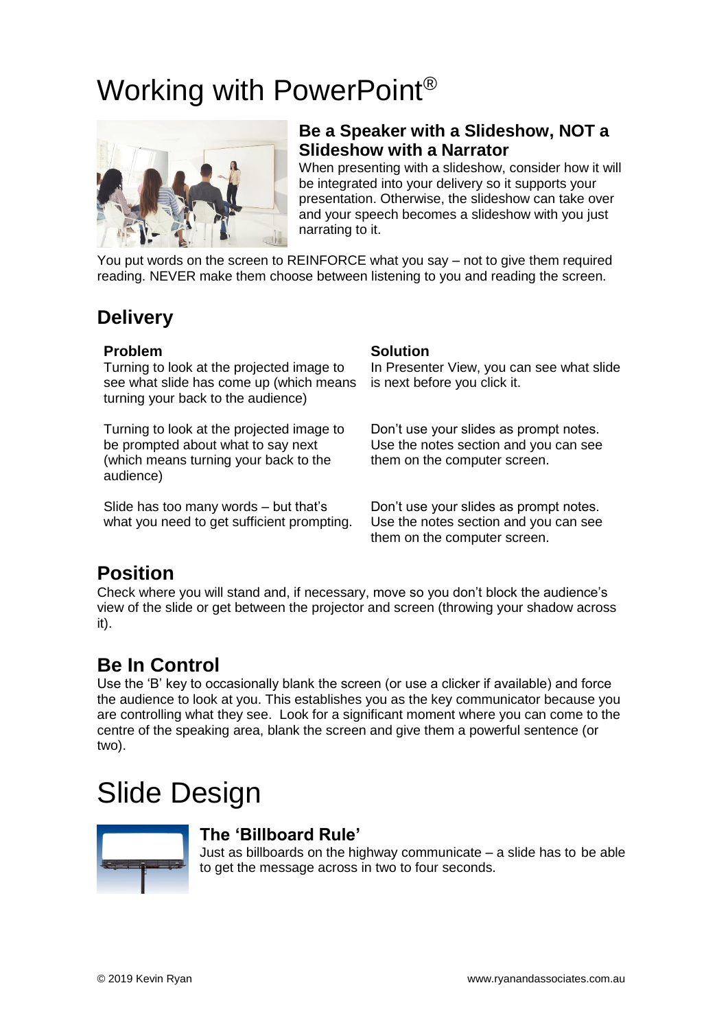# Working with PowerPoint®

## Be a Speaker with a Slideshow, NOT a Slideshow with a Narrator

When presenting with a slideshow, consider how it will be integrated into your delivery so it supports your presentation. Otherwise, the slideshow can take over and your speech becomes a slideshow with you just narrating to it.

You put words on the screen to REINFORCE what you say – not to give them required reading. NEVER make them choose between listening to you and reading the screen.

## Delivery

| Problem | Solution |
| --- | --- |
| Turning to look at the projected image to see what slide has come up (which means turning your back to the audience) | In Presenter View, you can see what slide is next before you click it. |
| Turning to look at the projected image to be prompted about what to say next (which means turning your back to the audience) | Don't use your slides as prompt notes. Use the notes section and you can see them on the computer screen. |
| Slide has too many words – but that's what you need to get sufficient prompting. | Don't use your slides as prompt notes. Use the notes section and you can see them on the computer screen. |

## Position

Check where you will stand and, if necessary, move so you don't block the audience's view of the slide or get between the projector and screen (throwing your shadow across it).

## Be In Control

Use the 'B' key to occasionally blank the screen (or use a clicker if available) and force the audience to look at you. This establishes you as the key communicator because you are controlling what they see. Look for a significant moment where you can come to the centre of the speaking area, blank the screen and give them a powerful sentence (or two).

# Slide Design

## The 'Billboard Rule'

Just as billboards on the highway communicate – a slide has to be able to get the message across in two to four seconds.

© 2019 Kevin Ryan www.ryanandassociates.com.au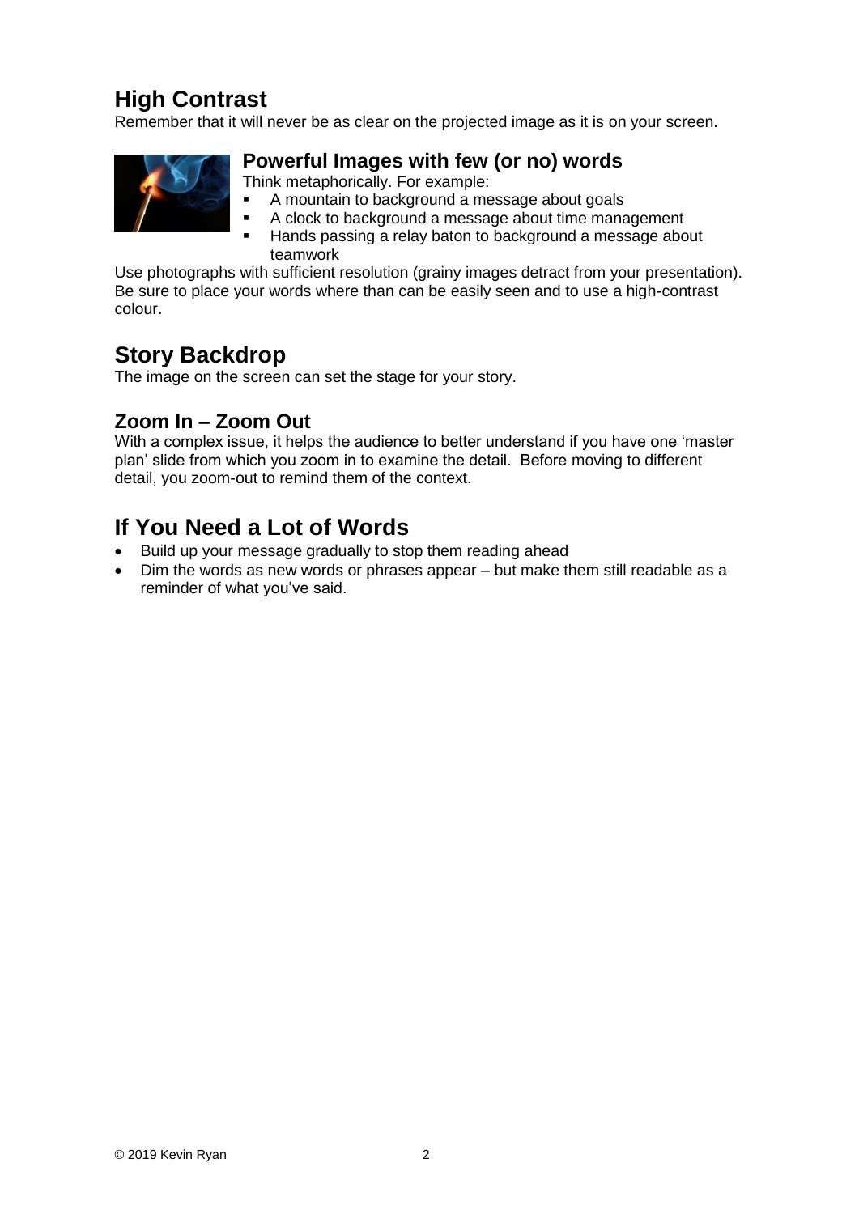## High Contrast

Remember that it will never be as clear on the projected image as it is on your screen.

### Powerful Images with few (or no) words

Think metaphorically. For example:

- A mountain to background a message about goals
- A clock to background a message about time management
- Hands passing a relay baton to background a message about teamwork

Use photographs with sufficient resolution (grainy images detract from your presentation). Be sure to place your words where than can be easily seen and to use a high-contrast colour.

## Story Backdrop

The image on the screen can set the stage for your story.

### Zoom In – Zoom Out

With a complex issue, it helps the audience to better understand if you have one 'master plan' slide from which you zoom in to examine the detail. Before moving to different detail, you zoom-out to remind them of the context.

## If You Need a Lot of Words

- Build up your message gradually to stop them reading ahead
- Dim the words as new words or phrases appear – but make them still readable as a reminder of what you've said.

© 2019 Kevin Ryan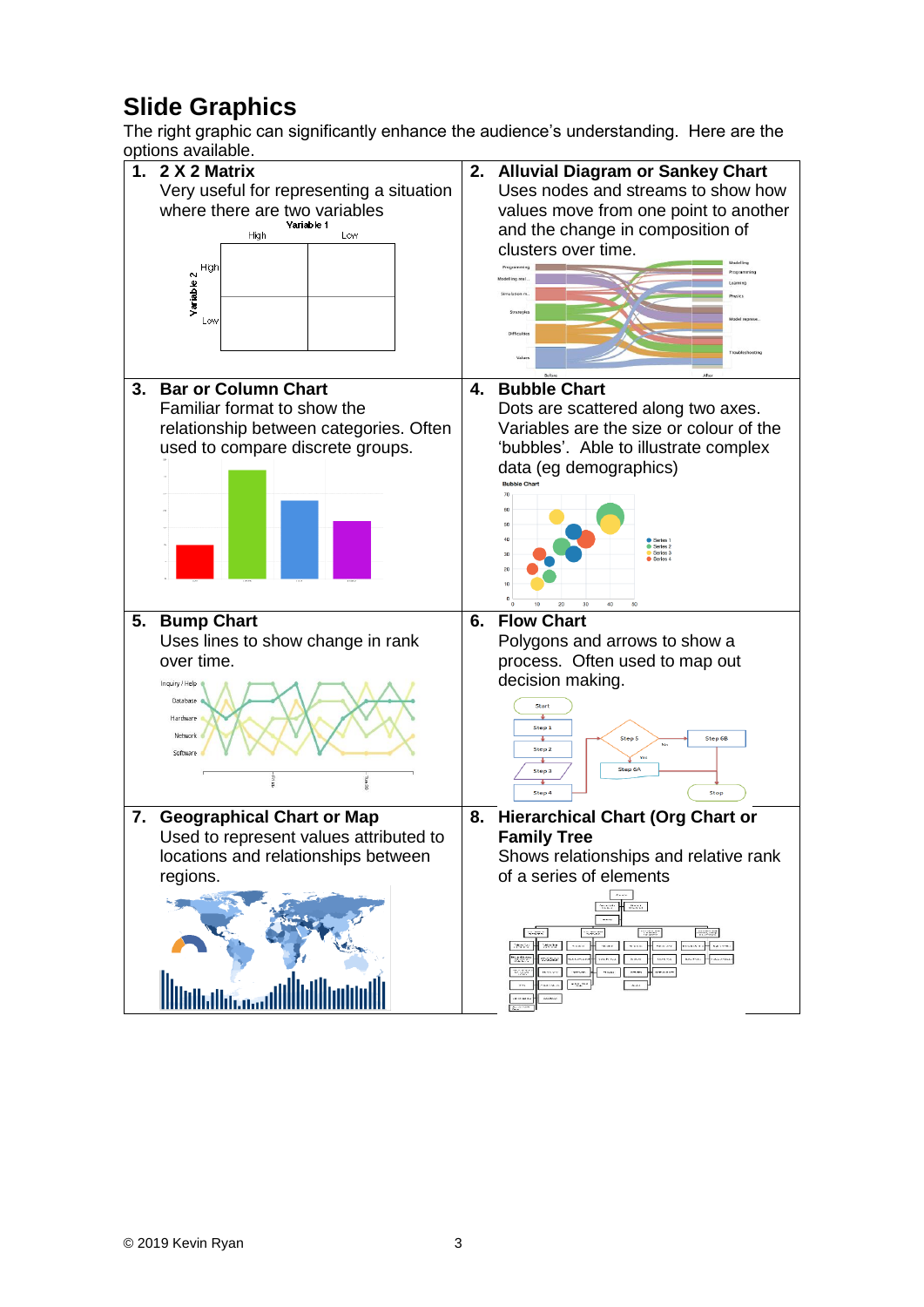## Slide Graphics

The right graphic can significantly enhance the audience's understanding. Here are the options available.

| | |
|---|---|
| **1. 2 X 2 Matrix**<br>Very useful for representing a situation where there are two variables | **2. Alluvial Diagram or Sankey Chart**<br>Uses nodes and streams to show how values move from one point to another and the change in composition of clusters over time. |
| **3. Bar or Column Chart**<br>Familiar format to show the relationship between categories. Often used to compare discrete groups. | **4. Bubble Chart**<br>Dots are scattered along two axes. Variables are the size or colour of the 'bubbles'. Able to illustrate complex data (eg demographics) |
| **5. Bump Chart**<br>Uses lines to show change in rank over time. | **6. Flow Chart**<br>Polygons and arrows to show a process. Often used to map out decision making. |
| **7. Geographical Chart or Map**<br>Used to represent values attributed to locations and relationships between regions. | **8. Hierarchical Chart (Org Chart or Family Tree**<br>Shows relationships and relative rank of a series of elements |

© 2019 Kevin Ryan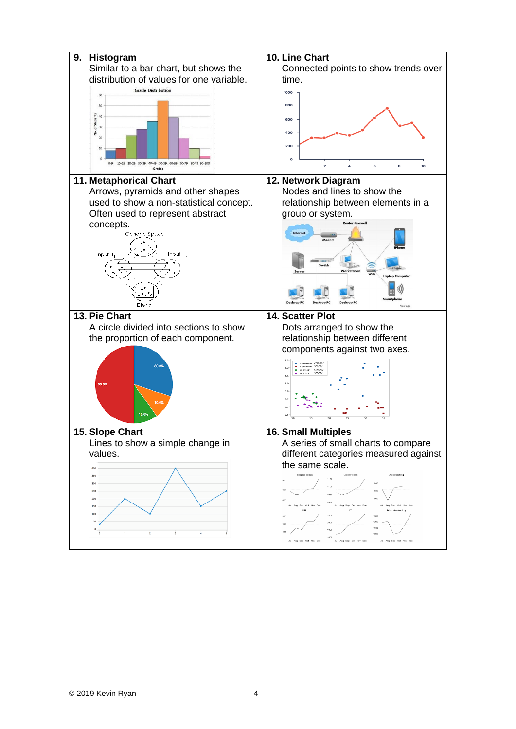### 9. Histogram

Similar to a bar chart, but shows the distribution of values for one variable.

### 10. Line Chart

Connected points to show trends over time.

### 11. Metaphorical Chart

Arrows, pyramids and other shapes used to show a non-statistical concept. Often used to represent abstract concepts.

### 12. Network Diagram

Nodes and lines to show the relationship between elements in a group or system.

### 13. Pie Chart

A circle divided into sections to show the proportion of each component.

### 14. Scatter Plot

Dots arranged to show the relationship between different components against two axes.

### 15. Slope Chart

Lines to show a simple change in values.

### 16. Small Multiples

A series of small charts to compare different categories measured against the same scale.

© 2019 Kevin Ryan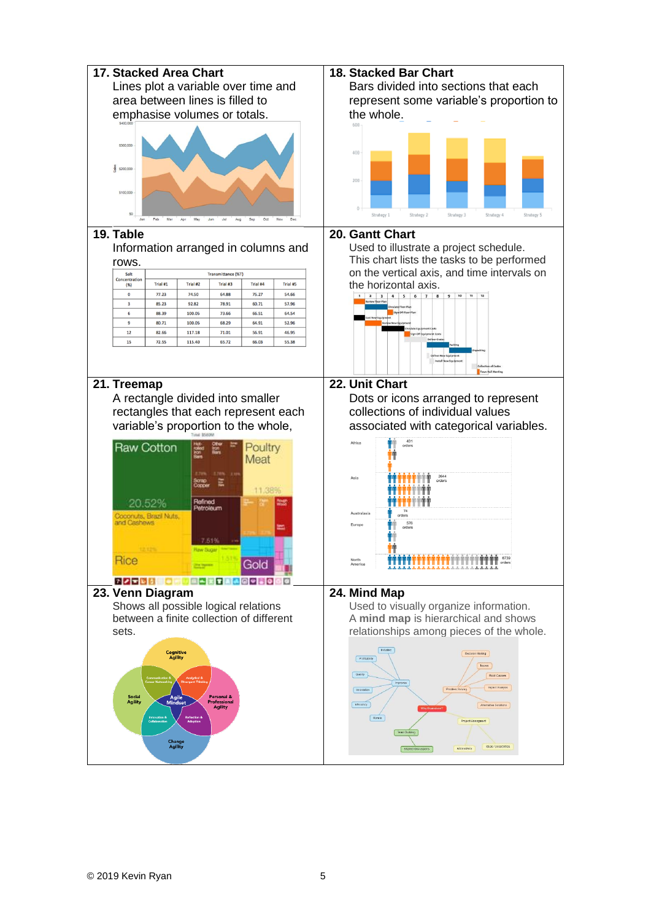## 17. Stacked Area Chart

Lines plot a variable over time and area between lines is filled to emphasise variables or totals.

$400,000
$300,000
$200,000
$100,000
$0
Sales
Jan Feb Mar Apr May Jun Jul Aug Sep Oct Nov Dec

## 18. Stacked Bar Chart

Bars divided into sections that each represent some variable's proportion to the whole.

600
400
200
0
Strategy 1 Strategy 2 Strategy 3 Strategy 4 Strategy 5

## 19. Table

Information arranged in columns and rows.

| Salt Concentration (%) | Transmittance (%T) | | | | |
|---|---|---|---|---|---|
| | Trial #1 | Trial #2 | Trial #3 | Trial #4 | Trial #5 |
| 0 | 77.23 | 74.50 | 64.88 | 75.27 | 54.66 |
| 3 | 85.23 | 92.82 | 78.91 | 60.71 | 57.96 |
| 6 | 88.39 | 100.05 | 73.66 | 66.51 | 64.54 |
| 9 | 80.71 | 100.05 | 68.29 | 64.91 | 52.96 |
| 12 | 82.66 | 117.18 | 71.01 | 56.91 | 46.95 |
| 15 | 72.55 | 115.40 | 65.72 | 66.03 | 55.38 |

## 20. Gantt Chart

Used to illustrate a project schedule. This chart lists the tasks to be performed on the vertical axis, and time intervals on the horizontal axis.

1 2 3 4 5 6 7 8 9 10 11 12

## 21. Treemap

A rectangle divided into smaller rectangles that each represent each variable's proportion to the whole,

Raw Cotton 20.52%
Coconuts, Brazil Nuts, and Cashews
Rice 12.12%
Poultry Meat 11.38%
Refined Petroleum 7.51%
Raw Sugar
Gold 1.51%

## 22. Unit Chart

Dots or icons arranged to represent collections of individual values associated with categorical variables.

Africa 431 orders
Asia 2644 orders
Australasia 74 orders
Europe 576 orders
North America 6739 orders

## 23. Venn Diagram

Shows all possible logical relations between a finite collection of different sets.

Cognitive Agility
Social Agility
Agile Mindset
Personal & Professional Agility
Change Agility
Communication & Career Networking
Analytical & Divergent Thinking
Innovation & Collaboration
Reflection & Adaption

## 24. Mind Map

Used to visually organize information. A **mind map** is hierarchical and shows relationships among pieces of the whole.